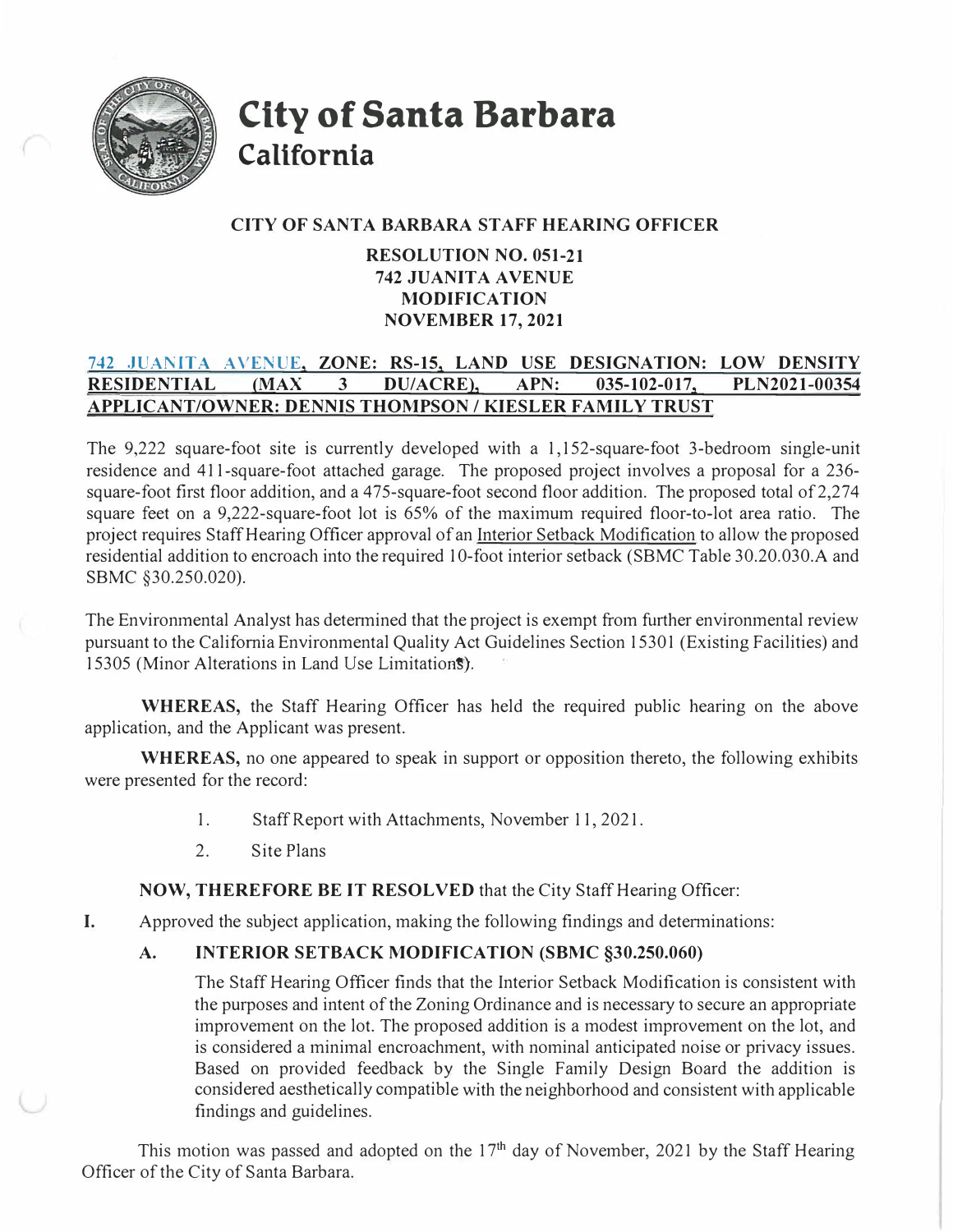# City of Santa Barbara
## California

**CITY OF SANTA BARBARA STAFF HEARING OFFICER**

**RESOLUTION NO. 051-21**
**742 JUANITA AVENUE**
**MODIFICATION**
**NOVEMBER 17, 2021**

**742 JUANITA AVENUE, ZONE: RS-15, LAND USE DESIGNATION: LOW DENSITY RESIDENTIAL (MAX 3 DU/ACRE), APN: 035-102-017, PLN2021-00354 APPLICANT/OWNER: DENNIS THOMPSON / KIESLER FAMILY TRUST**

The 9,222 square-foot site is currently developed with a 1,152-square-foot 3-bedroom single-unit residence and 411-square-foot attached garage. The proposed project involves a proposal for a 236-square-foot first floor addition, and a 475-square-foot second floor addition. The proposed total of 2,274 square feet on a 9,222-square-foot lot is 65% of the maximum required floor-to-lot area ratio. The project requires Staff Hearing Officer approval of an Interior Setback Modification to allow the proposed residential addition to encroach into the required 10-foot interior setback (SBMC Table 30.20.030.A and SBMC §30.250.020).

The Environmental Analyst has determined that the project is exempt from further environmental review pursuant to the California Environmental Quality Act Guidelines Section 15301 (Existing Facilities) and 15305 (Minor Alterations in Land Use Limitations).

**WHEREAS,** the Staff Hearing Officer has held the required public hearing on the above application, and the Applicant was present.

**WHEREAS,** no one appeared to speak in support or opposition thereto, the following exhibits were presented for the record:

1. Staff Report with Attachments, November 11, 2021.
2. Site Plans

**NOW, THEREFORE BE IT RESOLVED** that the City Staff Hearing Officer:

**I.** Approved the subject application, making the following findings and determinations:

**A. INTERIOR SETBACK MODIFICATION (SBMC §30.250.060)**

The Staff Hearing Officer finds that the Interior Setback Modification is consistent with the purposes and intent of the Zoning Ordinance and is necessary to secure an appropriate improvement on the lot. The proposed addition is a modest improvement on the lot, and is considered a minimal encroachment, with nominal anticipated noise or privacy issues. Based on provided feedback by the Single Family Design Board the addition is considered aesthetically compatible with the neighborhood and consistent with applicable findings and guidelines.

This motion was passed and adopted on the 17th day of November, 2021 by the Staff Hearing Officer of the City of Santa Barbara.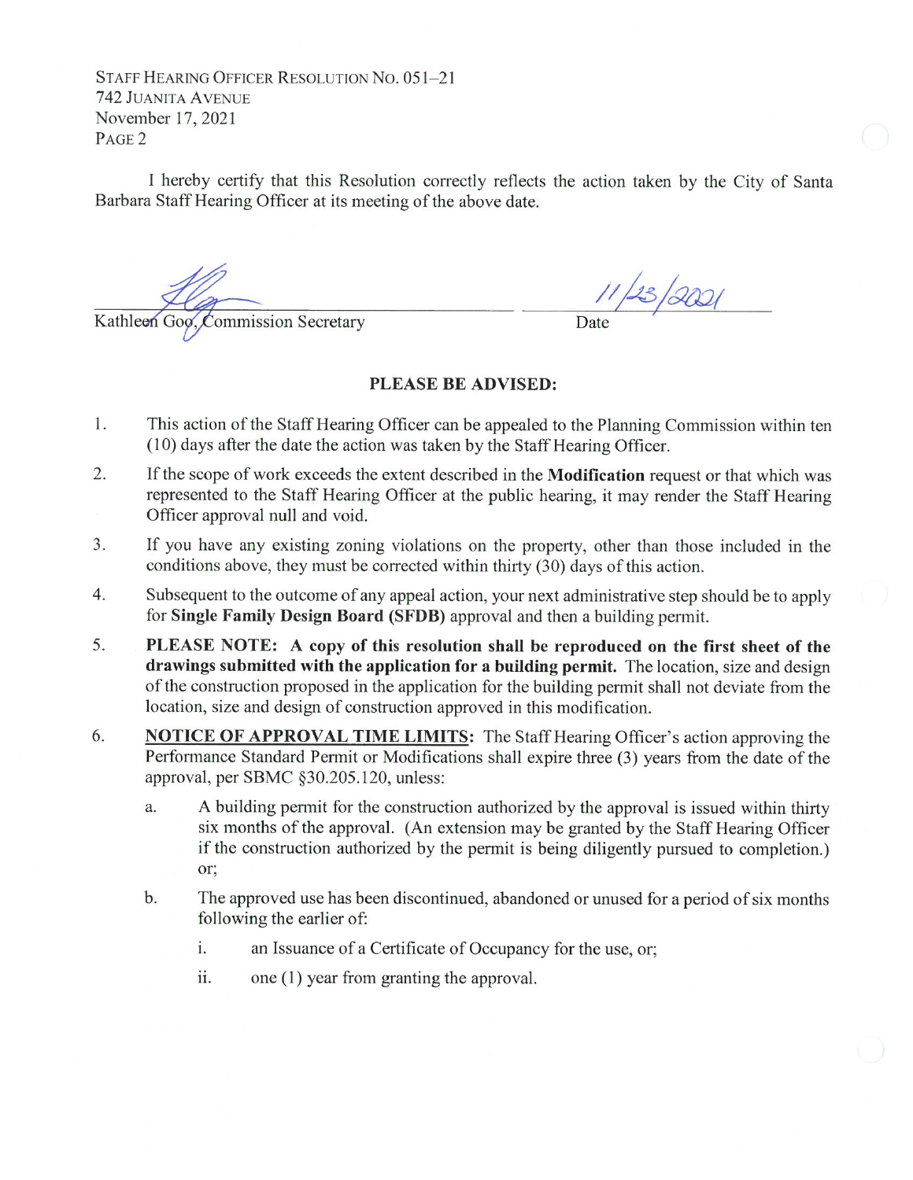I hereby certify that this Resolution correctly reflects the action taken by the City of Santa Barbara Staff Hearing Officer at its meeting of the above date.

Kathleen Goo, Commission Secretary    11/23/2021
Date

**PLEASE BE ADVISED:**

1. This action of the Staff Hearing Officer can be appealed to the Planning Commission within ten (10) days after the date the action was taken by the Staff Hearing Officer.
2. If the scope of work exceeds the extent described in the **Modification** request or that which was represented to the Staff Hearing Officer at the public hearing, it may render the Staff Hearing Officer approval null and void.
3. If you have any existing zoning violations on the property, other than those included in the conditions above, they must be corrected within thirty (30) days of this action.
4. Subsequent to the outcome of any appeal action, your next administrative step should be to apply for **Single Family Design Board (SFDB)** approval and then a building permit.
5. **PLEASE NOTE: A copy of this resolution shall be reproduced on the first sheet of the drawings submitted with the application for a building permit.** The location, size and design of the construction proposed in the application for the building permit shall not deviate from the location, size and design of construction approved in this modification.
6. **<u>NOTICE OF APPROVAL TIME LIMITS</u>:** The Staff Hearing Officer's action approving the Performance Standard Permit or Modifications shall expire three (3) years from the date of the approval, per SBMC §30.205.120, unless:
   a. A building permit for the construction authorized by the approval is issued within thirty six months of the approval. (An extension may be granted by the Staff Hearing Officer if the construction authorized by the permit is being diligently pursued to completion.) or;
   b. The approved use has been discontinued, abandoned or unused for a period of six months following the earlier of:
      i. an Issuance of a Certificate of Occupancy for the use, or;
      ii. one (1) year from granting the approval.